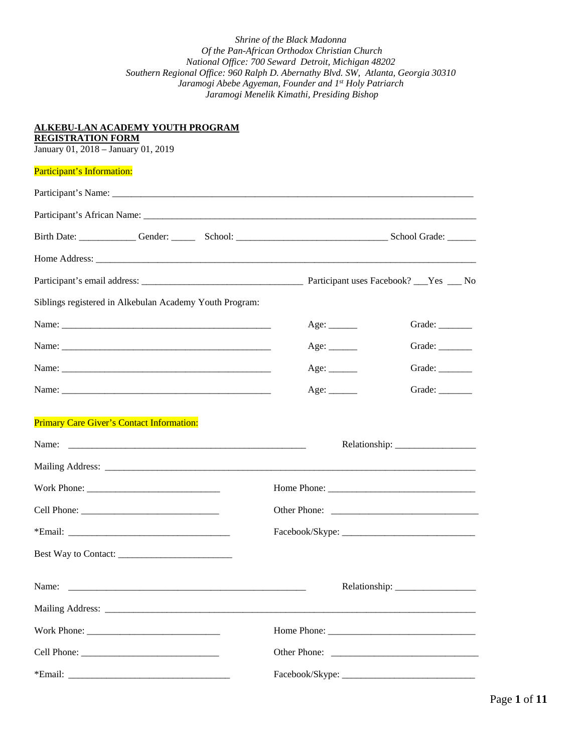*Shrine of the Black Madonna*
*Of the Pan-African Orthodox Christian Church*
*National Office: 700 Seward Detroit, Michigan 48202*
*Southern Regional Office: 960 Ralph D. Abernathy Blvd. SW, Atlanta, Georgia 30310*
*Jaramogi Abebe Agyeman, Founder and 1st Holy Patriarch*
*Jaramogi Menelik Kimathi, Presiding Bishop*

**ALKEBU-LAN ACADEMY YOUTH PROGRAM**
**REGISTRATION FORM**
January 01, 2018 – January 01, 2019

Participant's Information:

Participant's Name: ___________________________________________________________________________

Participant's African Name: _____________________________________________________________________

Birth Date: ____________ Gender: _____ School: ________________________________ School Grade: ______

Home Address: _______________________________________________________________________________

Participant's email address: __________________________________ Participant uses Facebook? ___Yes ___ No

Siblings registered in Alkebulan Academy Youth Program:

Name: ____________________________________________ Age: ______ Grade: _______

Name: ____________________________________________ Age: ______ Grade: _______

Name: ____________________________________________ Age: ______ Grade: _______

Name: ____________________________________________ Age: ______ Grade: _______

Primary Care Giver's Contact Information:

Name: __________________________________________________ Relationship: _________________

Mailing Address: _____________________________________________________________________________

Work Phone: ____________________________ Home Phone: _______________________________

Cell Phone: _____________________________ Other Phone: _______________________________

*Email: __________________________________ Facebook/Skype: ____________________________

Best Way to Contact: ________________________

Name: __________________________________________________ Relationship: _________________

Mailing Address: _____________________________________________________________________________

Work Phone: ____________________________ Home Phone: _______________________________

Cell Phone: _____________________________ Other Phone: _______________________________

*Email: __________________________________ Facebook/Skype: ____________________________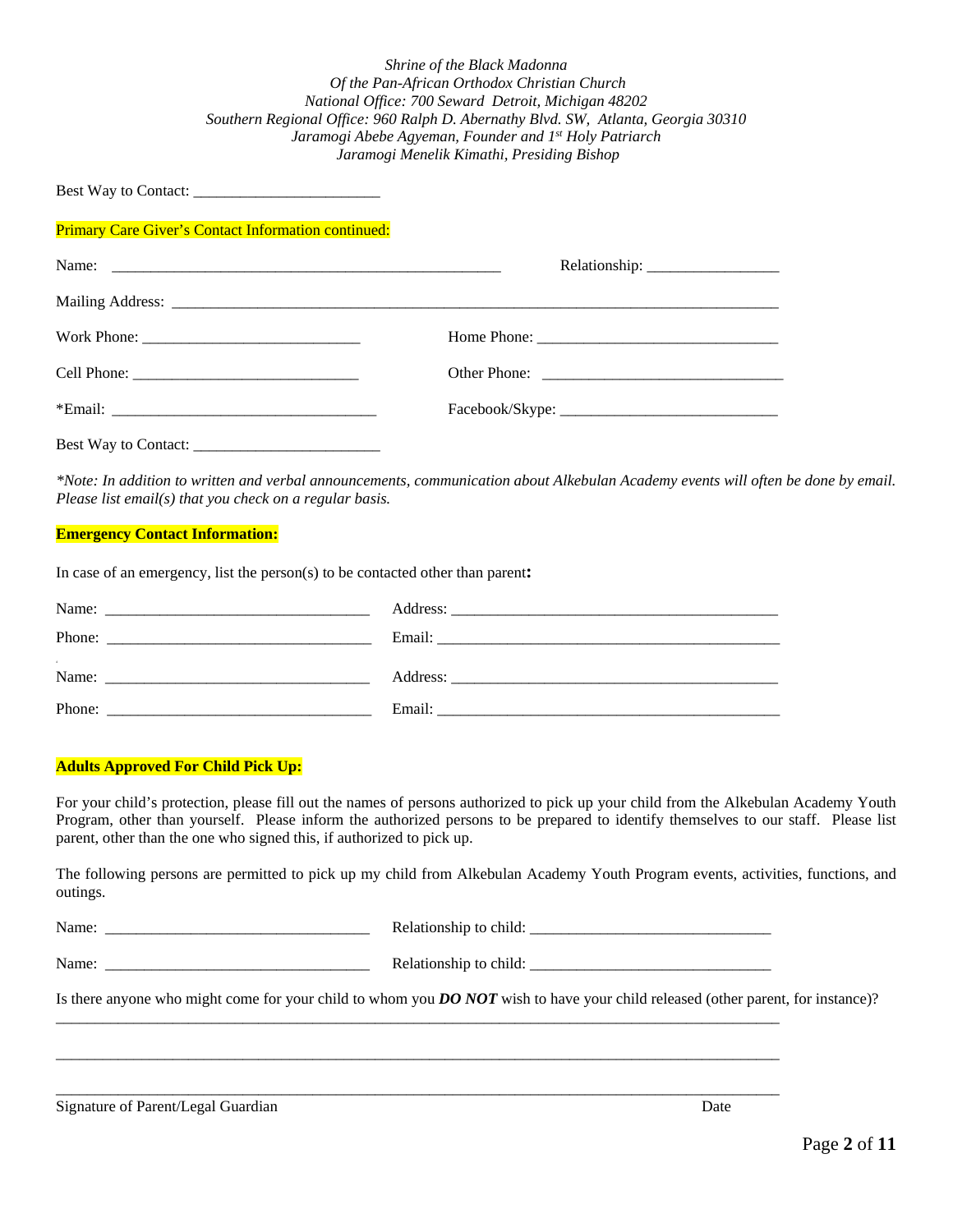*Shrine of the Black Madonna*
*Of the Pan-African Orthodox Christian Church*
*National Office: 700 Seward Detroit, Michigan 48202*
*Southern Regional Office: 960 Ralph D. Abernathy Blvd. SW, Atlanta, Georgia 30310*
*Jaramogi Abebe Agyeman, Founder and 1st Holy Patriarch*
*Jaramogi Menelik Kimathi, Presiding Bishop*

Best Way to Contact: _______________________

Primary Care Giver's Contact Information continued:

Name: __________________________________________________ Relationship: ________________

Mailing Address: ____________________________________________________________________________

Work Phone: ___________________________ Home Phone: ______________________________

Cell Phone: ____________________________ Other Phone: ______________________________

*Email: _________________________________ Facebook/Skype: ___________________________

Best Way to Contact: _______________________

*\*Note: In addition to written and verbal announcements, communication about Alkebulan Academy events will often be done by email. Please list email(s) that you check on a regular basis.*

**Emergency Contact Information:**

In case of an emergency, list the person(s) to be contacted other than parent**:**

Name: _________________________________ Address: __________________________________________

Phone: _________________________________ Email: ____________________________________________

Name: _________________________________ Address: __________________________________________

Phone: _________________________________ Email: ____________________________________________

**Adults Approved For Child Pick Up:**

For your child's protection, please fill out the names of persons authorized to pick up your child from the Alkebulan Academy Youth Program, other than yourself. Please inform the authorized persons to be prepared to identify themselves to our staff. Please list parent, other than the one who signed this, if authorized to pick up.

The following persons are permitted to pick up my child from Alkebulan Academy Youth Program events, activities, functions, and outings.

Name: _________________________________ Relationship to child: ______________________________

Name: _________________________________ Relationship to child: ______________________________

Is there anyone who might come for your child to whom you ***DO NOT*** wish to have your child released (other parent, for instance)?

______________________________________________________________________________________________

______________________________________________________________________________________________

______________________________________________________________________________________________

Signature of Parent/Legal Guardian                                                                                    Date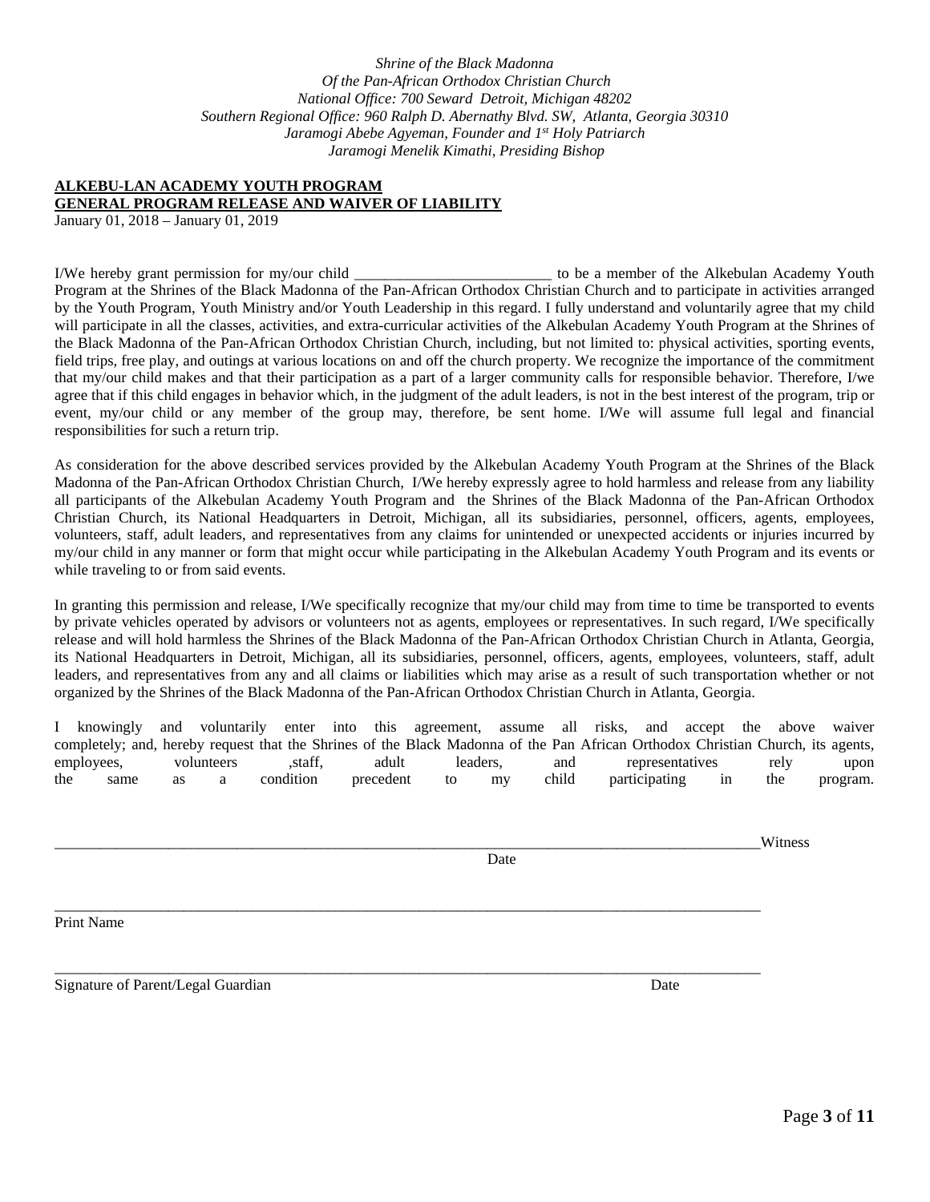*Shrine of the Black Madonna*
*Of the Pan-African Orthodox Christian Church*
*National Office: 700 Seward Detroit, Michigan 48202*
*Southern Regional Office: 960 Ralph D. Abernathy Blvd. SW, Atlanta, Georgia 30310*
*Jaramogi Abebe Agyeman, Founder and 1st Holy Patriarch*
*Jaramogi Menelik Kimathi, Presiding Bishop*

**ALKEBU-LAN ACADEMY YOUTH PROGRAM**
**GENERAL PROGRAM RELEASE AND WAIVER OF LIABILITY**
January 01, 2018 – January 01, 2019

I/We hereby grant permission for my/our child __________________________ to be a member of the Alkebulan Academy Youth Program at the Shrines of the Black Madonna of the Pan-African Orthodox Christian Church and to participate in activities arranged by the Youth Program, Youth Ministry and/or Youth Leadership in this regard. I fully understand and voluntarily agree that my child will participate in all the classes, activities, and extra-curricular activities of the Alkebulan Academy Youth Program at the Shrines of the Black Madonna of the Pan-African Orthodox Christian Church, including, but not limited to: physical activities, sporting events, field trips, free play, and outings at various locations on and off the church property. We recognize the importance of the commitment that my/our child makes and that their participation as a part of a larger community calls for responsible behavior. Therefore, I/we agree that if this child engages in behavior which, in the judgment of the adult leaders, is not in the best interest of the program, trip or event, my/our child or any member of the group may, therefore, be sent home. I/We will assume full legal and financial responsibilities for such a return trip.

As consideration for the above described services provided by the Alkebulan Academy Youth Program at the Shrines of the Black Madonna of the Pan-African Orthodox Christian Church, I/We hereby expressly agree to hold harmless and release from any liability all participants of the Alkebulan Academy Youth Program and the Shrines of the Black Madonna of the Pan-African Orthodox Christian Church, its National Headquarters in Detroit, Michigan, all its subsidiaries, personnel, officers, agents, employees, volunteers, staff, adult leaders, and representatives from any claims for unintended or unexpected accidents or injuries incurred by my/our child in any manner or form that might occur while participating in the Alkebulan Academy Youth Program and its events or while traveling to or from said events.

In granting this permission and release, I/We specifically recognize that my/our child may from time to time be transported to events by private vehicles operated by advisors or volunteers not as agents, employees or representatives. In such regard, I/We specifically release and will hold harmless the Shrines of the Black Madonna of the Pan-African Orthodox Christian Church in Atlanta, Georgia, its National Headquarters in Detroit, Michigan, all its subsidiaries, personnel, officers, agents, employees, volunteers, staff, adult leaders, and representatives from any and all claims or liabilities which may arise as a result of such transportation whether or not organized by the Shrines of the Black Madonna of the Pan-African Orthodox Christian Church in Atlanta, Georgia.

I knowingly and voluntarily enter into this agreement, assume all risks, and accept the above waiver completely; and, hereby request that the Shrines of the Black Madonna of the Pan African Orthodox Christian Church, its agents, employees, volunteers ,staff, adult leaders, and representatives rely upon the same as a condition precedent to my child participating in the program.

_____________________________________________________________________________________________Witness
Date

_____________________________________________________________________________________________
Print Name

_____________________________________________________________________________________________
Signature of Parent/Legal Guardian Date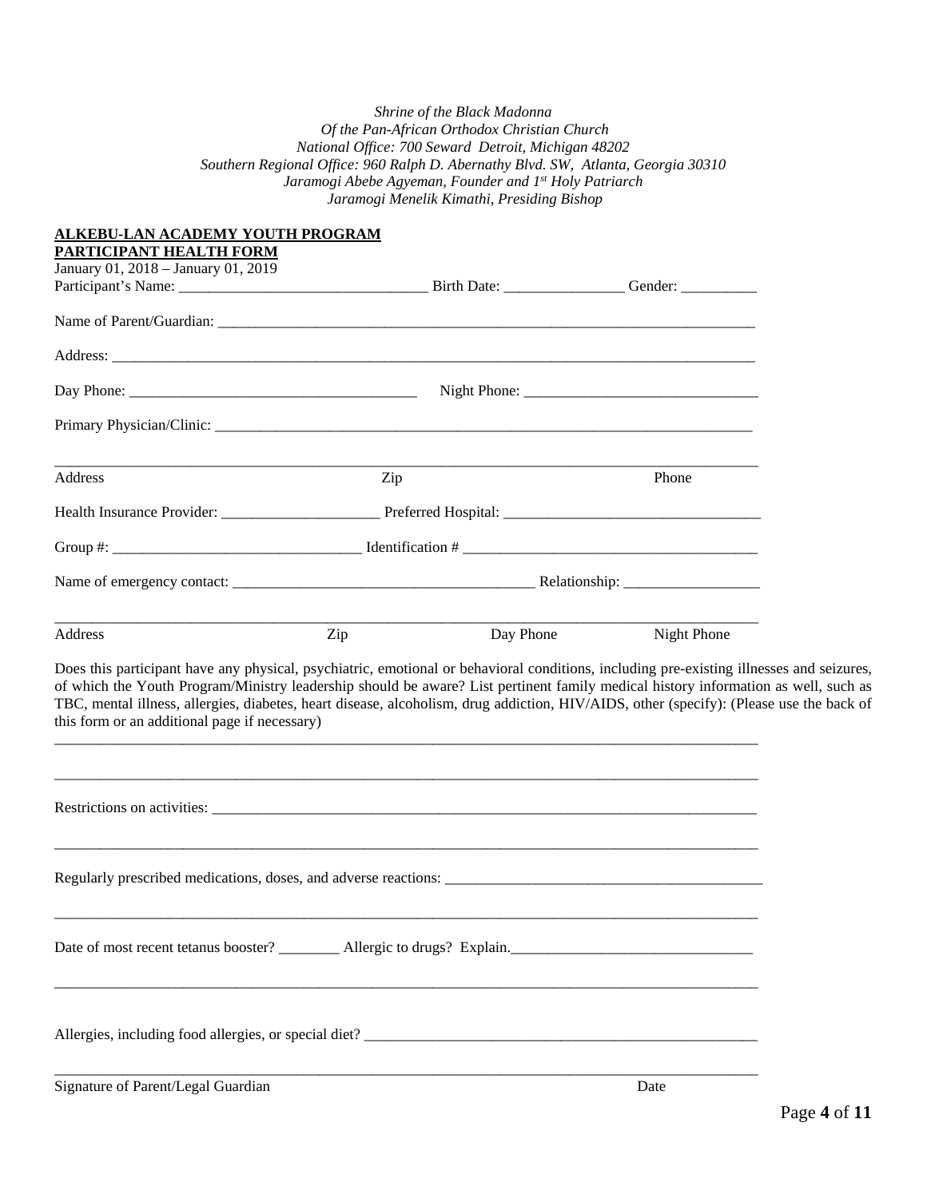*Shrine of the Black Madonna*
*Of the Pan-African Orthodox Christian Church*
*National Office: 700 Seward Detroit, Michigan 48202*
*Southern Regional Office: 960 Ralph D. Abernathy Blvd. SW, Atlanta, Georgia 30310*
*Jaramogi Abebe Agyeman, Founder and 1st Holy Patriarch*
*Jaramogi Menelik Kimathi, Presiding Bishop*

**ALKEBU-LAN ACADEMY YOUTH PROGRAM**
**PARTICIPANT HEALTH FORM**

January 01, 2018 – January 01, 2019

Participant's Name: ________________________________ Birth Date: ________________ Gender: __________

Name of Parent/Guardian: ___________________________________________________________________________

Address: _________________________________________________________________________________________

Day Phone: ______________________________________ Night Phone: _______________________________

Primary Physician/Clinic: ___________________________________________________________________________

_____________________________________________________________________________________________

Address Zip Phone

Health Insurance Provider: _____________________ Preferred Hospital: _________________________________

Group #: ________________________________ Identification # _______________________________________

Name of emergency contact: _______________________________________ Relationship: __________________

_____________________________________________________________________________________________

Address Zip Day Phone Night Phone

Does this participant have any physical, psychiatric, emotional or behavioral conditions, including pre-existing illnesses and seizures, of which the Youth Program/Ministry leadership should be aware? List pertinent family medical history information as well, such as TBC, mental illness, allergies, diabetes, heart disease, alcoholism, drug addiction, HIV/AIDS, other (specify): (Please use the back of this form or an additional page if necessary)

_____________________________________________________________________________________________

_____________________________________________________________________________________________

Restrictions on activities: ___________________________________________________________________________

_____________________________________________________________________________________________

Regularly prescribed medications, doses, and adverse reactions: ____________________________________________

_____________________________________________________________________________________________

Date of most recent tetanus booster? ________ Allergic to drugs? Explain.________________________________

_____________________________________________________________________________________________

Allergies, including food allergies, or special diet? _____________________________________________________

_____________________________________________________________________________________________

Signature of Parent/Legal Guardian Date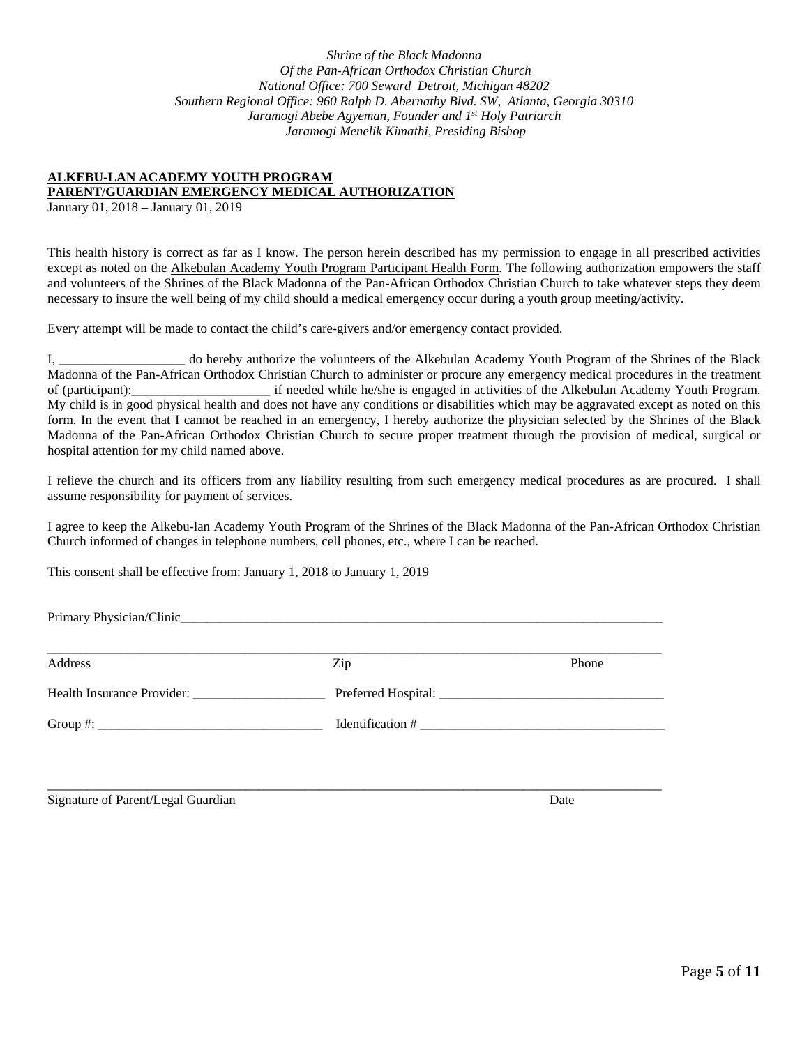*Shrine of the Black Madonna*
*Of the Pan-African Orthodox Christian Church*
*National Office: 700 Seward Detroit, Michigan 48202*
*Southern Regional Office: 960 Ralph D. Abernathy Blvd. SW, Atlanta, Georgia 30310*
*Jaramogi Abebe Agyeman, Founder and 1st Holy Patriarch*
*Jaramogi Menelik Kimathi, Presiding Bishop*

**ALKEBU-LAN ACADEMY YOUTH PROGRAM**
**PARENT/GUARDIAN EMERGENCY MEDICAL AUTHORIZATION**
January 01, 2018 – January 01, 2019

This health history is correct as far as I know. The person herein described has my permission to engage in all prescribed activities except as noted on the Alkebulan Academy Youth Program Participant Health Form. The following authorization empowers the staff and volunteers of the Shrines of the Black Madonna of the Pan-African Orthodox Christian Church to take whatever steps they deem necessary to insure the well being of my child should a medical emergency occur during a youth group meeting/activity.

Every attempt will be made to contact the child's care-givers and/or emergency contact provided.

I, ___________________ do hereby authorize the volunteers of the Alkebulan Academy Youth Program of the Shrines of the Black Madonna of the Pan-African Orthodox Christian Church to administer or procure any emergency medical procedures in the treatment of (participant):_____________________ if needed while he/she is engaged in activities of the Alkebulan Academy Youth Program. My child is in good physical health and does not have any conditions or disabilities which may be aggravated except as noted on this form. In the event that I cannot be reached in an emergency, I hereby authorize the physician selected by the Shrines of the Black Madonna of the Pan-African Orthodox Christian Church to secure proper treatment through the provision of medical, surgical or hospital attention for my child named above.

I relieve the church and its officers from any liability resulting from such emergency medical procedures as are procured. I shall assume responsibility for payment of services.

I agree to keep the Alkebu-lan Academy Youth Program of the Shrines of the Black Madonna of the Pan-African Orthodox Christian Church informed of changes in telephone numbers, cell phones, etc., where I can be reached.

This consent shall be effective from: January 1, 2018 to January 1, 2019

Primary Physician/Clinic_______________________________________________________________________________

_____________________________________________________________________________________________
Address Zip Phone

Health Insurance Provider: ____________________ Preferred Hospital: __________________________________

Group #: __________________________________ Identification # _____________________________________

_____________________________________________________________________________________________
Signature of Parent/Legal Guardian Date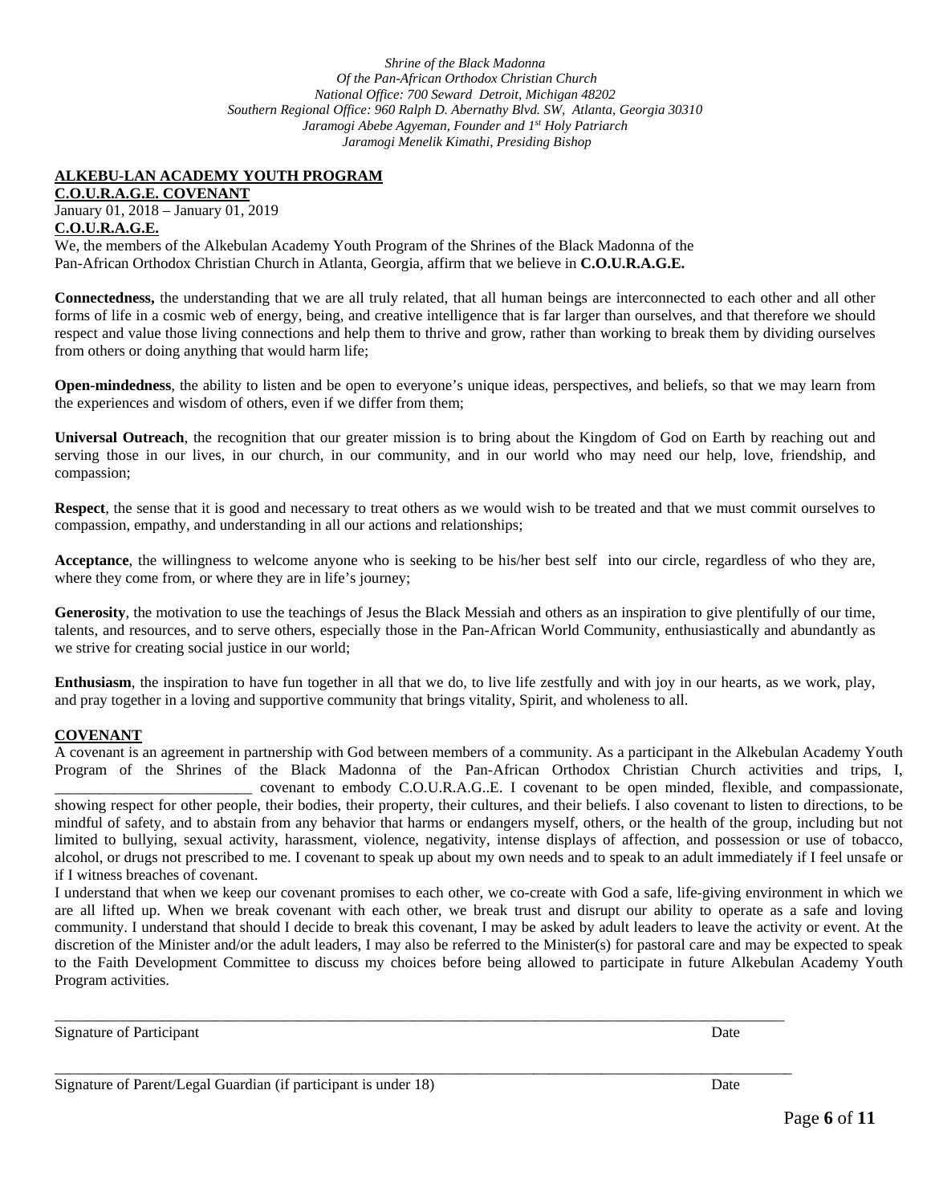*Shrine of the Black Madonna*
*Of the Pan-African Orthodox Christian Church*
*National Office: 700 Seward Detroit, Michigan 48202*
*Southern Regional Office: 960 Ralph D. Abernathy Blvd. SW, Atlanta, Georgia 30310*
*Jaramogi Abebe Agyeman, Founder and 1st Holy Patriarch*
*Jaramogi Menelik Kimathi, Presiding Bishop*

**ALKEBU-LAN ACADEMY YOUTH PROGRAM**
**C.O.U.R.A.G.E. COVENANT**
January 01, 2018 – January 01, 2019
**C.O.U.R.A.G.E.**
We, the members of the Alkebulan Academy Youth Program of the Shrines of the Black Madonna of the Pan-African Orthodox Christian Church in Atlanta, Georgia, affirm that we believe in **C.O.U.R.A.G.E.**

**Connectedness,** the understanding that we are all truly related, that all human beings are interconnected to each other and all other forms of life in a cosmic web of energy, being, and creative intelligence that is far larger than ourselves, and that therefore we should respect and value those living connections and help them to thrive and grow, rather than working to break them by dividing ourselves from others or doing anything that would harm life;

**Open-mindedness**, the ability to listen and be open to everyone's unique ideas, perspectives, and beliefs, so that we may learn from the experiences and wisdom of others, even if we differ from them;

**Universal Outreach**, the recognition that our greater mission is to bring about the Kingdom of God on Earth by reaching out and serving those in our lives, in our church, in our community, and in our world who may need our help, love, friendship, and compassion;

**Respect**, the sense that it is good and necessary to treat others as we would wish to be treated and that we must commit ourselves to compassion, empathy, and understanding in all our actions and relationships;

**Acceptance**, the willingness to welcome anyone who is seeking to be his/her best self into our circle, regardless of who they are, where they come from, or where they are in life's journey;

**Generosity**, the motivation to use the teachings of Jesus the Black Messiah and others as an inspiration to give plentifully of our time, talents, and resources, and to serve others, especially those in the Pan-African World Community, enthusiastically and abundantly as we strive for creating social justice in our world;

**Enthusiasm**, the inspiration to have fun together in all that we do, to live life zestfully and with joy in our hearts, as we work, play, and pray together in a loving and supportive community that brings vitality, Spirit, and wholeness to all.

**COVENANT**
A covenant is an agreement in partnership with God between members of a community. As a participant in the Alkebulan Academy Youth Program of the Shrines of the Black Madonna of the Pan-African Orthodox Christian Church activities and trips, I, __________________________ covenant to embody C.O.U.R.A.G..E. I covenant to be open minded, flexible, and compassionate, showing respect for other people, their bodies, their property, their cultures, and their beliefs. I also covenant to listen to directions, to be mindful of safety, and to abstain from any behavior that harms or endangers myself, others, or the health of the group, including but not limited to bullying, sexual activity, harassment, violence, negativity, intense displays of affection, and possession or use of tobacco, alcohol, or drugs not prescribed to me. I covenant to speak up about my own needs and to speak to an adult immediately if I feel unsafe or if I witness breaches of covenant.
I understand that when we keep our covenant promises to each other, we co-create with God a safe, life-giving environment in which we are all lifted up. When we break covenant with each other, we break trust and disrupt our ability to operate as a safe and loving community. I understand that should I decide to break this covenant, I may be asked by adult leaders to leave the activity or event. At the discretion of the Minister and/or the adult leaders, I may also be referred to the Minister(s) for pastoral care and may be expected to speak to the Faith Development Committee to discuss my choices before being allowed to participate in future Alkebulan Academy Youth Program activities.

______________________________________________________________________________________________

Signature of Participant Date

______________________________________________________________________________________________

Signature of Parent/Legal Guardian (if participant is under 18) Date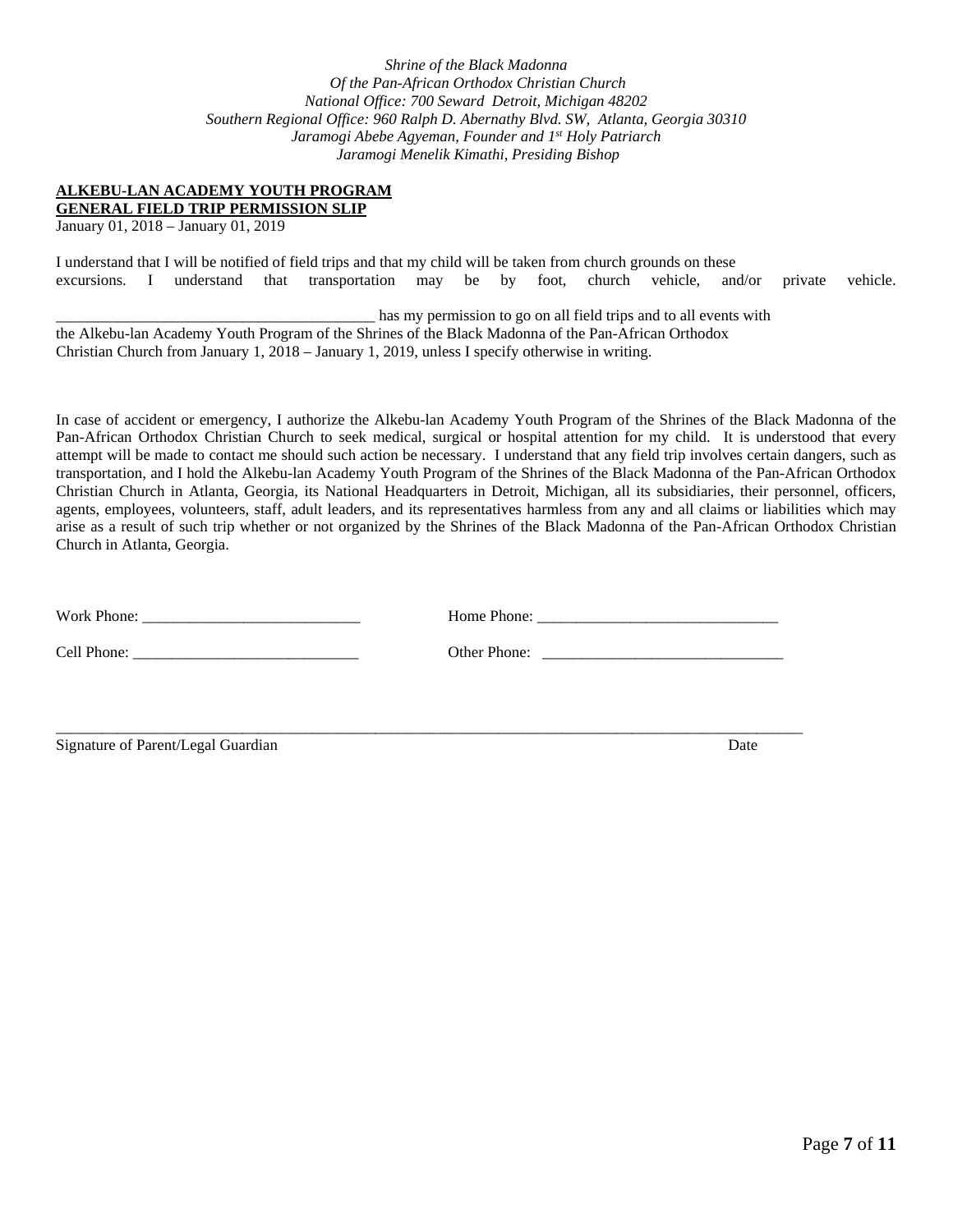*Shrine of the Black Madonna*
*Of the Pan-African Orthodox Christian Church*
*National Office: 700 Seward Detroit, Michigan 48202*
*Southern Regional Office: 960 Ralph D. Abernathy Blvd. SW, Atlanta, Georgia 30310*
*Jaramogi Abebe Agyeman, Founder and 1st Holy Patriarch*
*Jaramogi Menelik Kimathi, Presiding Bishop*

**ALKEBU-LAN ACADEMY YOUTH PROGRAM**
**GENERAL FIELD TRIP PERMISSION SLIP**
January 01, 2018 – January 01, 2019

I understand that I will be notified of field trips and that my child will be taken from church grounds on these excursions. I understand that transportation may be by foot, church vehicle, and/or private vehicle.

_________________________________________ has my permission to go on all field trips and to all events with the Alkebu-lan Academy Youth Program of the Shrines of the Black Madonna of the Pan-African Orthodox Christian Church from January 1, 2018 – January 1, 2019, unless I specify otherwise in writing.

In case of accident or emergency, I authorize the Alkebu-lan Academy Youth Program of the Shrines of the Black Madonna of the Pan-African Orthodox Christian Church to seek medical, surgical or hospital attention for my child. It is understood that every attempt will be made to contact me should such action be necessary. I understand that any field trip involves certain dangers, such as transportation, and I hold the Alkebu-lan Academy Youth Program of the Shrines of the Black Madonna of the Pan-African Orthodox Christian Church in Atlanta, Georgia, its National Headquarters in Detroit, Michigan, all its subsidiaries, their personnel, officers, agents, employees, volunteers, staff, adult leaders, and its representatives harmless from any and all claims or liabilities which may arise as a result of such trip whether or not organized by the Shrines of the Black Madonna of the Pan-African Orthodox Christian Church in Atlanta, Georgia.

Work Phone: ____________________________ Home Phone: _______________________________

Cell Phone: _____________________________ Other Phone: _______________________________

_______________________________________________________________________________________
Signature of Parent/Legal Guardian Date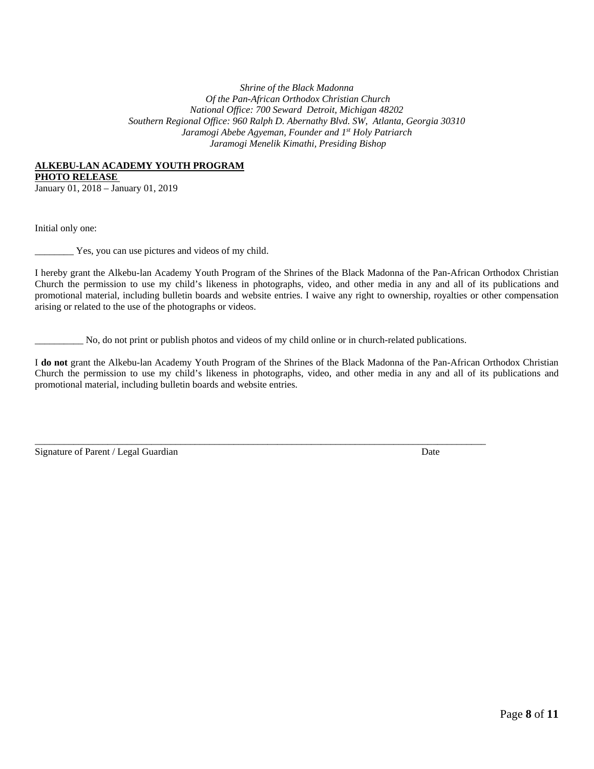*Shrine of the Black Madonna*
*Of the Pan-African Orthodox Christian Church*
*National Office: 700 Seward Detroit, Michigan 48202*
*Southern Regional Office: 960 Ralph D. Abernathy Blvd. SW, Atlanta, Georgia 30310*
*Jaramogi Abebe Agyeman, Founder and 1st Holy Patriarch*
*Jaramogi Menelik Kimathi, Presiding Bishop*

**ALKEBU-LAN ACADEMY YOUTH PROGRAM**
**PHOTO RELEASE**
January 01, 2018 – January 01, 2019

Initial only one:

________ Yes, you can use pictures and videos of my child.

I hereby grant the Alkebu-lan Academy Youth Program of the Shrines of the Black Madonna of the Pan-African Orthodox Christian Church the permission to use my child's likeness in photographs, video, and other media in any and all of its publications and promotional material, including bulletin boards and website entries. I waive any right to ownership, royalties or other compensation arising or related to the use of the photographs or videos.

__________ No, do not print or publish photos and videos of my child online or in church-related publications.

I **do not** grant the Alkebu-lan Academy Youth Program of the Shrines of the Black Madonna of the Pan-African Orthodox Christian Church the permission to use my child's likeness in photographs, video, and other media in any and all of its publications and promotional material, including bulletin boards and website entries.

____________________________________________________________________________________

Signature of Parent / Legal Guardian Date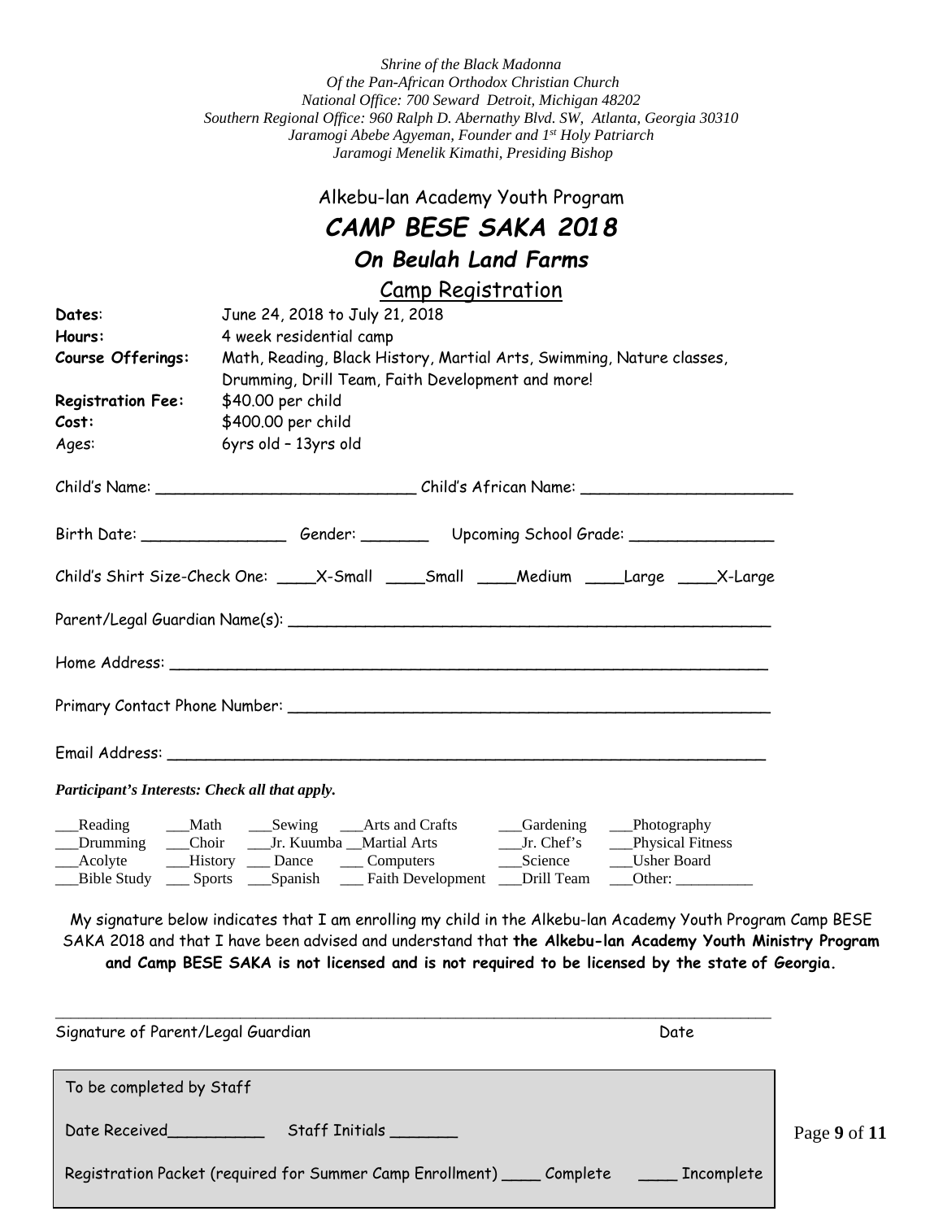*Shrine of the Black Madonna*
*Of the Pan-African Orthodox Christian Church*
*National Office: 700 Seward Detroit, Michigan 48202*
*Southern Regional Office: 960 Ralph D. Abernathy Blvd. SW, Atlanta, Georgia 30310*
*Jaramogi Abebe Agyeman, Founder and 1st Holy Patriarch*
*Jaramogi Menelik Kimathi, Presiding Bishop*

Alkebu-lan Academy Youth Program

# *CAMP BESE SAKA 2018*

## *On Beulah Land Farms*

## Camp Registration

**Dates**: June 24, 2018 to July 21, 2018
**Hours:** 4 week residential camp
**Course Offerings:** Math, Reading, Black History, Martial Arts, Swimming, Nature classes, Drumming, Drill Team, Faith Development and more!
**Registration Fee:** $40.00 per child
**Cost:** $400.00 per child
Ages: 6yrs old – 13yrs old

Child's Name: ____________________________ Child's African Name: ______________________

Birth Date: _______________ Gender: _______ Upcoming School Grade: _______________

Child's Shirt Size-Check One: ____X-Small ____Small ____Medium ____Large ____X-Large

Parent/Legal Guardian Name(s): ____________________________________________________

Home Address: ________________________________________________________________

Primary Contact Phone Number: ____________________________________________________

Email Address: ________________________________________________________________

***Participant's Interests: Check all that apply.***

___Reading ___Math ___Sewing ___Arts and Crafts ___Gardening ___Photography
___Drumming ___Choir ___Jr. Kuumba __Martial Arts ___Jr. Chef's ___Physical Fitness
___Acolyte ___History ___ Dance ___ Computers ___Science ___Usher Board
___Bible Study ___ Sports ___Spanish ___ Faith Development ___Drill Team ___Other: __________

My signature below indicates that I am enrolling my child in the Alkebu-lan Academy Youth Program Camp BESE SAKA 2018 and that I have been advised and understand that **the Alkebu-lan Academy Youth Ministry Program and Camp BESE SAKA is not licensed and is not required to be licensed by the state of Georgia.**

_____________________________________________________________________________________

Signature of Parent/Legal Guardian Date

To be completed by Staff

Date Received__________ Staff Initials _______

Registration Packet (required for Summer Camp Enrollment) ____ Complete ____ Incomplete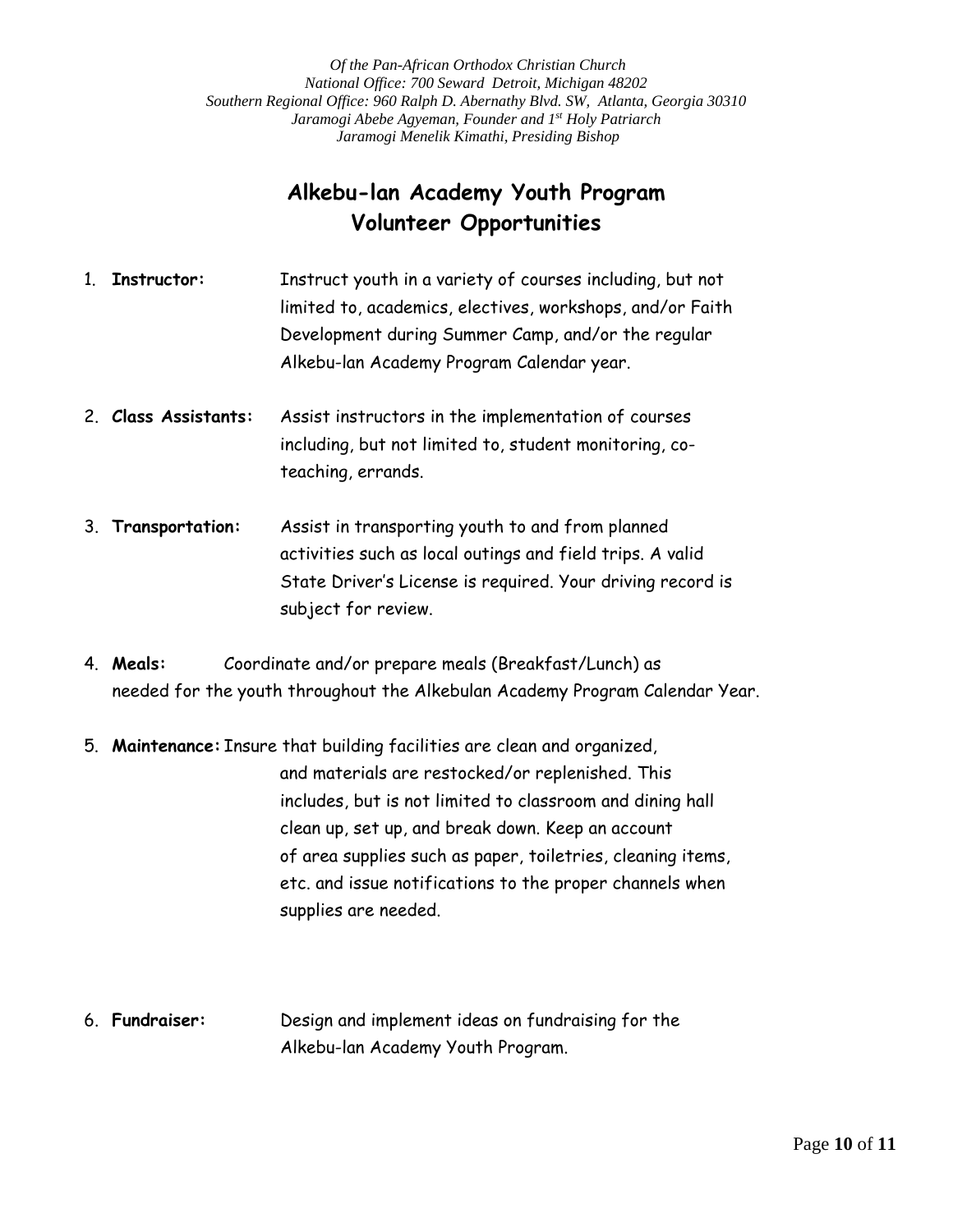*Of the Pan-African Orthodox Christian Church*
*National Office: 700 Seward Detroit, Michigan 48202*
*Southern Regional Office: 960 Ralph D. Abernathy Blvd. SW, Atlanta, Georgia 30310*
*Jaramogi Abebe Agyeman, Founder and 1st Holy Patriarch*
*Jaramogi Menelik Kimathi, Presiding Bishop*

# Alkebu-lan Academy Youth Program
# Volunteer Opportunities

1. **Instructor:** Instruct youth in a variety of courses including, but not limited to, academics, electives, workshops, and/or Faith Development during Summer Camp, and/or the regular Alkebu-lan Academy Program Calendar year.

2. **Class Assistants:** Assist instructors in the implementation of courses including, but not limited to, student monitoring, co-teaching, errands.

3. **Transportation:** Assist in transporting youth to and from planned activities such as local outings and field trips. A valid State Driver's License is required. Your driving record is subject for review.

4. **Meals:** Coordinate and/or prepare meals (Breakfast/Lunch) as needed for the youth throughout the Alkebulan Academy Program Calendar Year.

5. **Maintenance:** Insure that building facilities are clean and organized, and materials are restocked/or replenished. This includes, but is not limited to classroom and dining hall clean up, set up, and break down. Keep an account of area supplies such as paper, toiletries, cleaning items, etc. and issue notifications to the proper channels when supplies are needed.

6. **Fundraiser:** Design and implement ideas on fundraising for the Alkebu-lan Academy Youth Program.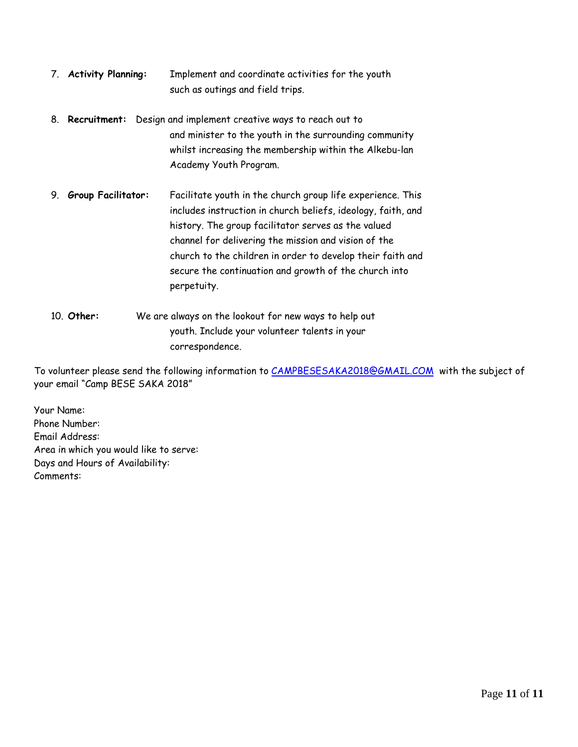7. **Activity Planning:** Implement and coordinate activities for the youth such as outings and field trips.

8. **Recruitment:** Design and implement creative ways to reach out to and minister to the youth in the surrounding community whilst increasing the membership within the Alkebu-lan Academy Youth Program.

9. **Group Facilitator:** Facilitate youth in the church group life experience. This includes instruction in church beliefs, ideology, faith, and history. The group facilitator serves as the valued channel for delivering the mission and vision of the church to the children in order to develop their faith and secure the continuation and growth of the church into perpetuity.

10. **Other:** We are always on the lookout for new ways to help out youth. Include your volunteer talents in your correspondence.

To volunteer please send the following information to CAMPBESESAKA2018@GMAIL.COM with the subject of your email "Camp BESE SAKA 2018"

Your Name:
Phone Number:
Email Address:
Area in which you would like to serve:
Days and Hours of Availability:
Comments: